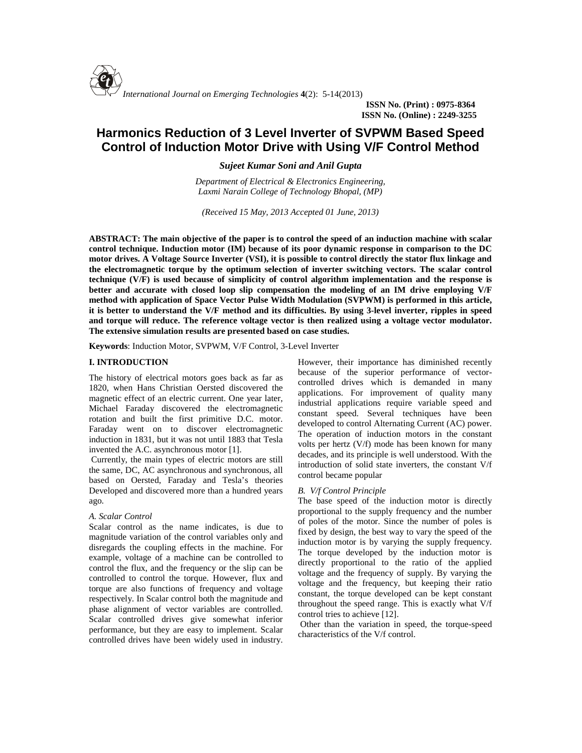# Harmonics Reduction of 3 Level Inverter of SVPWM Based Speed Control of Induction Motor Drive with Using V/F Control Method

***Sujeet Kumar Soni and Anil Gupta***

*Department of Electrical & Electronics Engineering,*
*Laxmi Narain College of Technology Bhopal, (MP)*

*(Received 15 May, 2013 Accepted 01 June, 2013)*

**ABSTRACT: The main objective of the paper is to control the speed of an induction machine with scalar control technique. Induction motor (IM) because of its poor dynamic response in comparison to the DC motor drives. A Voltage Source Inverter (VSI), it is possible to control directly the stator flux linkage and the electromagnetic torque by the optimum selection of inverter switching vectors. The scalar control technique (V/F) is used because of simplicity of control algorithm implementation and the response is better and accurate with closed loop slip compensation the modeling of an IM drive employing V/F method with application of Space Vector Pulse Width Modulation (SVPWM) is performed in this article, it is better to understand the V/F method and its difficulties. By using 3-level inverter, ripples in speed and torque will reduce. The reference voltage vector is then realized using a voltage vector modulator. The extensive simulation results are presented based on case studies.**

**Keywords**: Induction Motor, SVPWM, V/F Control, 3-Level Inverter

## I. INTRODUCTION

The history of electrical motors goes back as far as 1820, when Hans Christian Oersted discovered the magnetic effect of an electric current. One year later, Michael Faraday discovered the electromagnetic rotation and built the first primitive D.C. motor. Faraday went on to discover electromagnetic induction in 1831, but it was not until 1883 that Tesla invented the A.C. asynchronous motor [1].

Currently, the main types of electric motors are still the same, DC, AC asynchronous and synchronous, all based on Oersted, Faraday and Tesla's theories Developed and discovered more than a hundred years ago.

### A. Scalar Control

Scalar control as the name indicates, is due to magnitude variation of the control variables only and disregards the coupling effects in the machine. For example, voltage of a machine can be controlled to control the flux, and the frequency or the slip can be controlled to control the torque. However, flux and torque are also functions of frequency and voltage respectively. In Scalar control both the magnitude and phase alignment of vector variables are controlled. Scalar controlled drives give somewhat inferior performance, but they are easy to implement. Scalar controlled drives have been widely used in industry. However, their importance has diminished recently because of the superior performance of vector-controlled drives which is demanded in many applications. For improvement of quality many industrial applications require variable speed and constant speed. Several techniques have been developed to control Alternating Current (AC) power. The operation of induction motors in the constant volts per hertz (V/f) mode has been known for many decades, and its principle is well understood. With the introduction of solid state inverters, the constant V/f control became popular

### B. V/f Control Principle

The base speed of the induction motor is directly proportional to the supply frequency and the number of poles of the motor. Since the number of poles is fixed by design, the best way to vary the speed of the induction motor is by varying the supply frequency. The torque developed by the induction motor is directly proportional to the ratio of the applied voltage and the frequency of supply. By varying the voltage and the frequency, but keeping their ratio constant, the torque developed can be kept constant throughout the speed range. This is exactly what V/f control tries to achieve [12].

Other than the variation in speed, the torque-speed characteristics of the V/f control.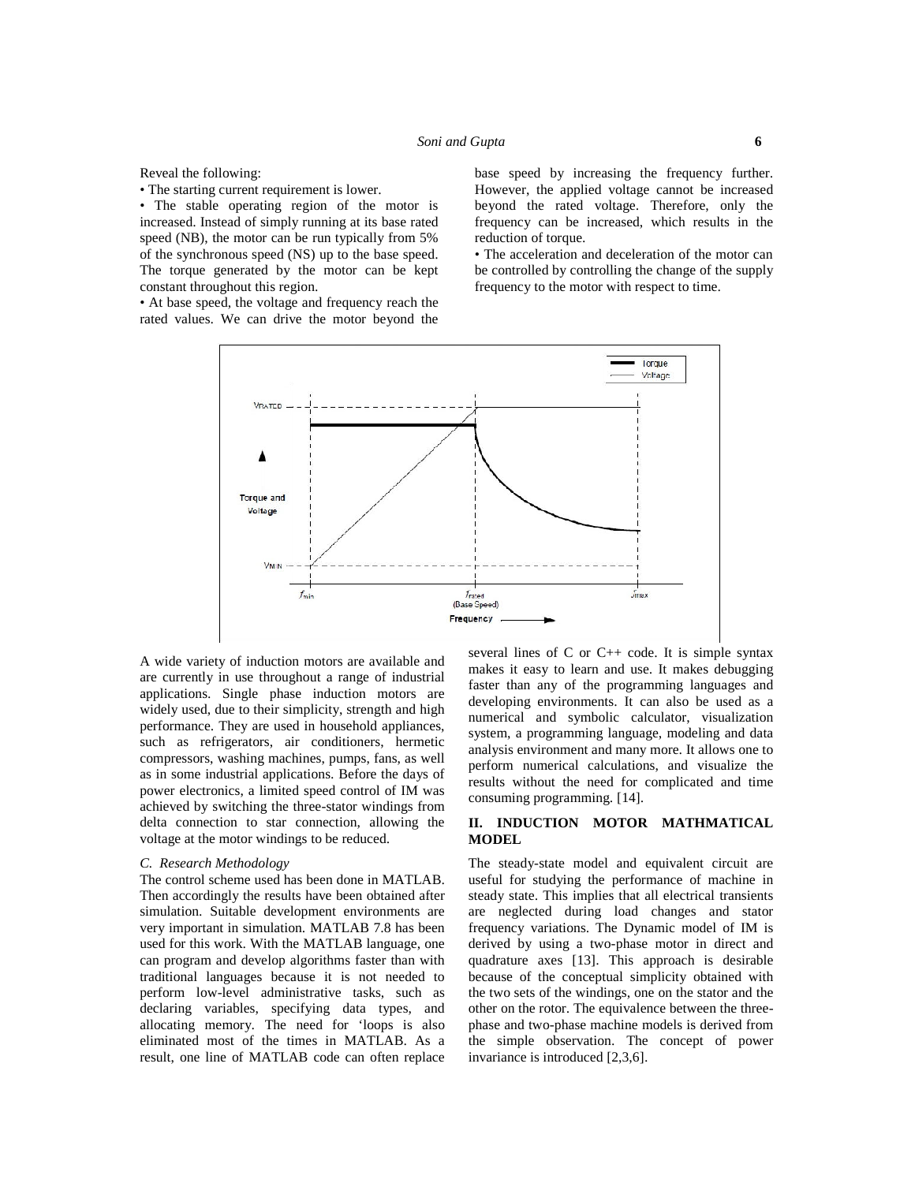Reveal the following:

- The starting current requirement is lower.
- The stable operating region of the motor is increased. Instead of simply running at its base rated speed (NB), the motor can be run typically from 5% of the synchronous speed (NS) up to the base speed. The torque generated by the motor can be kept constant throughout this region.
- At base speed, the voltage and frequency reach the rated values. We can drive the motor beyond the base speed by increasing the frequency further. However, the applied voltage cannot be increased beyond the rated voltage. Therefore, only the frequency can be increased, which results in the reduction of torque.
- The acceleration and deceleration of the motor can be controlled by controlling the change of the supply frequency to the motor with respect to time.

A wide variety of induction motors are available and are currently in use throughout a range of industrial applications. Single phase induction motors are widely used, due to their simplicity, strength and high performance. They are used in household appliances, such as refrigerators, air conditioners, hermetic compressors, washing machines, pumps, fans, as well as in some industrial applications. Before the days of power electronics, a limited speed control of IM was achieved by switching the three-stator windings from delta connection to star connection, allowing the voltage at the motor windings to be reduced.

### *C. Research Methodology*

The control scheme used has been done in MATLAB. Then accordingly the results have been obtained after simulation. Suitable development environments are very important in simulation. MATLAB 7.8 has been used for this work. With the MATLAB language, one can program and develop algorithms faster than with traditional languages because it is not needed to perform low-level administrative tasks, such as declaring variables, specifying data types, and allocating memory. The need for 'loops is also eliminated most of the times in MATLAB. As a result, one line of MATLAB code can often replace several lines of C or C++ code. It is simple syntax makes it easy to learn and use. It makes debugging faster than any of the programming languages and developing environments. It can also be used as a numerical and symbolic calculator, visualization system, a programming language, modeling and data analysis environment and many more. It allows one to perform numerical calculations, and visualize the results without the need for complicated and time consuming programming. [14].

## II. INDUCTION MOTOR MATHMATICAL MODEL

The steady-state model and equivalent circuit are useful for studying the performance of machine in steady state. This implies that all electrical transients are neglected during load changes and stator frequency variations. The Dynamic model of IM is derived by using a two-phase motor in direct and quadrature axes [13]. This approach is desirable because of the conceptual simplicity obtained with the two sets of the windings, one on the stator and the other on the rotor. The equivalence between the three-phase and two-phase machine models is derived from the simple observation. The concept of power invariance is introduced [2,3,6].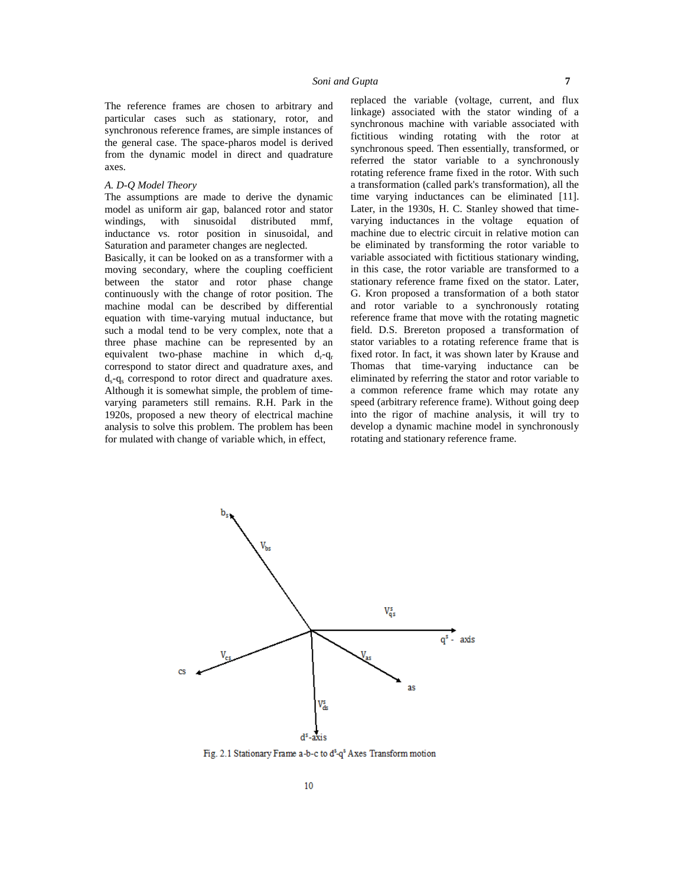The reference frames are chosen to arbitrary and particular cases such as stationary, rotor, and synchronous reference frames, are simple instances of the general case. The space-pharos model is derived from the dynamic model in direct and quadrature axes.

*A. D-Q Model Theory*

The assumptions are made to derive the dynamic model as uniform air gap, balanced rotor and stator windings, with sinusoidal distributed mmf, inductance vs. rotor position in sinusoidal, and Saturation and parameter changes are neglected.

Basically, it can be looked on as a transformer with a moving secondary, where the coupling coefficient between the stator and rotor phase change continuously with the change of rotor position. The machine modal can be described by differential equation with time-varying mutual inductance, but such a modal tend to be very complex, note that a three phase machine can be represented by an equivalent two-phase machine in which $d_r$-$q_r$ correspond to stator direct and quadrature axes, and $d_s$-$q_s$ correspond to rotor direct and quadrature axes. Although it is somewhat simple, the problem of time-varying parameters still remains. R.H. Park in the 1920s, proposed a new theory of electrical machine analysis to solve this problem. The problem has been for mulated with change of variable which, in effect, replaced the variable (voltage, current, and flux linkage) associated with the stator winding of a synchronous machine with variable associated with fictitious winding rotating with the rotor at synchronous speed. Then essentially, transformed, or referred the stator variable to a synchronously rotating reference frame fixed in the rotor. With such a transformation (called park's transformation), all the time varying inductances can be eliminated [11]. Later, in the 1930s, H. C. Stanley showed that time-varying inductances in the voltage equation of machine due to electric circuit in relative motion can be eliminated by transforming the rotor variable to variable associated with fictitious stationary winding, in this case, the rotor variable are transformed to a stationary reference frame fixed on the stator. Later, G. Kron proposed a transformation of a both stator and rotor variable to a synchronously rotating reference frame that move with the rotating magnetic field. D.S. Brereton proposed a transformation of stator variables to a rotating reference frame that is fixed rotor. In fact, it was shown later by Krause and Thomas that time-varying inductance can be eliminated by referring the stator and rotor variable to a common reference frame which may rotate any speed (arbitrary reference frame). Without going deep into the rigor of machine analysis, it will try to develop a dynamic machine model in synchronously rotating and stationary reference frame.

Fig. 2.1 Stationary Frame a-b-c to $d^s$-$q^s$ Axes Transform motion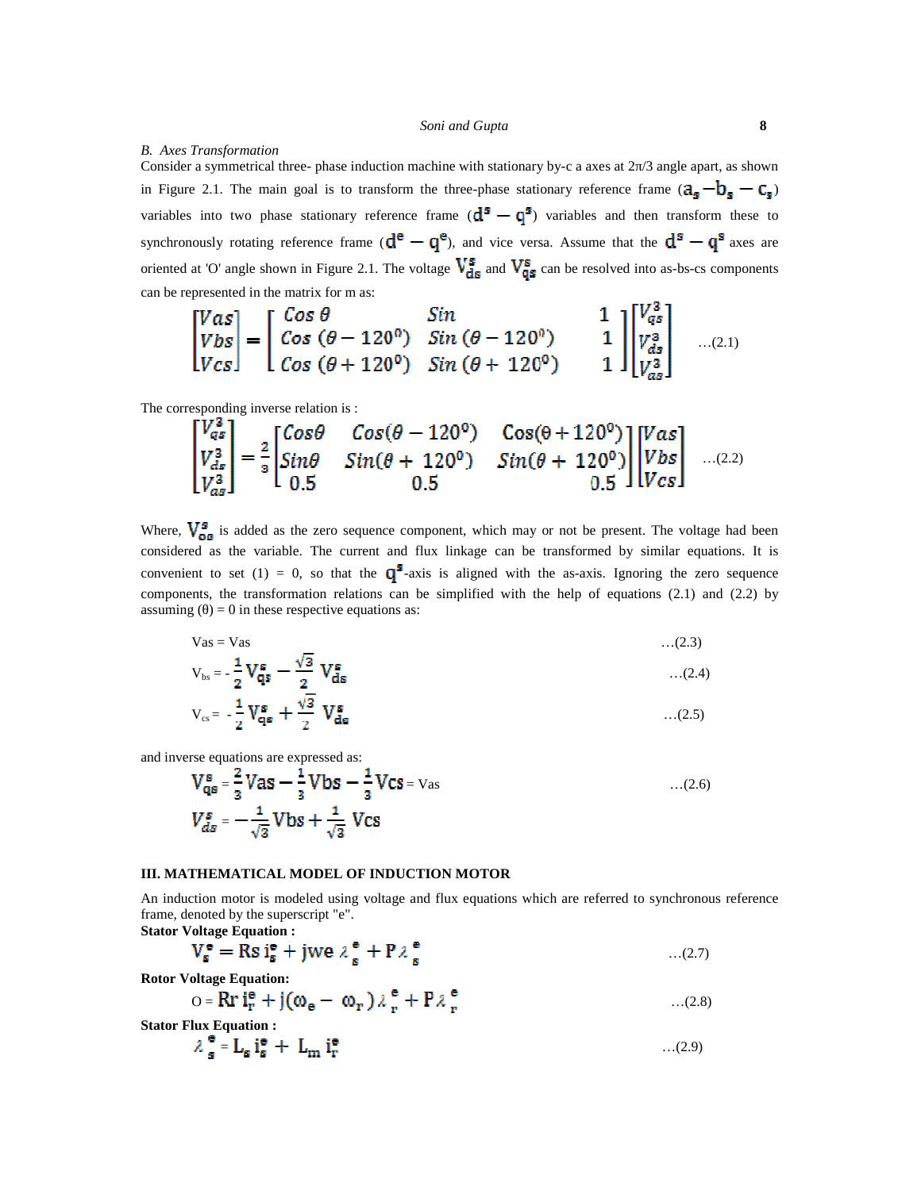*B. Axes Transformation*

Consider a symmetrical three- phase induction machine with stationary by-c a axes at 2π/3 angle apart, as shown in Figure 2.1. The main goal is to transform the three-phase stationary reference frame ($a_s - b_s - c_s$) variables into two phase stationary reference frame ($d^s - q^s$) variables and then transform these to synchronously rotating reference frame ($d^e - q^e$), and vice versa. Assume that the $d^s - q^s$ axes are oriented at 'O' angle shown in Figure 2.1. The voltage $V_{ds}^s$ and $V_{qs}^s$ can be resolved into as-bs-cs components can be represented in the matrix for m as:

$$\begin{bmatrix} Vas \\ Vbs \\ Vcs \end{bmatrix} = \begin{bmatrix} Cos\,\theta & Sin & 1 \\ Cos\,(\theta - 120^0) & Sin\,(\theta - 120^0) & 1 \\ Cos\,(\theta + 120^0) & Sin\,(\theta + 120^0) & 1 \end{bmatrix} \begin{bmatrix} V_{qs}^3 \\ V_{ds}^3 \\ V_{as}^3 \end{bmatrix} \quad \text{...(2.1)}$$

The corresponding inverse relation is :

$$\begin{bmatrix} V_{qs}^3 \\ V_{ds}^3 \\ V_{as}^3 \end{bmatrix} = \frac{2}{3} \begin{bmatrix} Cos\theta & Cos(\theta - 120^0) & Cos(\theta + 120^0) \\ Sin\theta & Sin(\theta + 120^0) & Sin(\theta + 120^0) \\ 0.5 & 0.5 & 0.5 \end{bmatrix} \begin{bmatrix} Vas \\ Vbs \\ Vcs \end{bmatrix} \quad \text{...(2.2)}$$

Where, $V_{os}^s$ is added as the zero sequence component, which may or not be present. The voltage had been considered as the variable. The current and flux linkage can be transformed by similar equations. It is convenient to set (1) = 0, so that the $q^s$-axis is aligned with the as-axis. Ignoring the zero sequence components, the transformation relations can be simplified with the help of equations (2.1) and (2.2) by assuming (θ) = 0 in these respective equations as:

$$Vas = Vas \quad \text{...(2.3)}$$

$$V_{bs} = -\frac{1}{2} V_{qs}^s - \frac{\sqrt{3}}{2} V_{ds}^s \quad \text{...(2.4)}$$

$$V_{cs} = -\frac{1}{2} V_{qs}^s + \frac{\sqrt{3}}{2} V_{ds}^s \quad \text{...(2.5)}$$

and inverse equations are expressed as:

$$V_{qs}^s = \frac{2}{3} Vas - \frac{1}{3} Vbs - \frac{1}{3} Vcs = Vas \quad \text{...(2.6)}$$

$$V_{ds}^s = -\frac{1}{\sqrt{3}} Vbs + \frac{1}{\sqrt{3}} Vcs$$

## III. MATHEMATICAL MODEL OF INDUCTION MOTOR

An induction motor is modeled using voltage and flux equations which are referred to synchronous reference frame, denoted by the superscript "e".

**Stator Voltage Equation :**

$$V_s^e = Rs\, i_s^e + jwe\, \lambda_s^e + P \lambda_s^e \quad \text{...(2.7)}$$

**Rotor Voltage Equation:**

$$O = Rr\, i_r^e + j(\omega_e - \omega_r)\lambda_r^e + P\lambda_r^e \quad \text{...(2.8)}$$

**Stator Flux Equation :**

$$\lambda_s^e = L_s\, i_s^e + L_m\, i_r^e \quad \text{...(2.9)}$$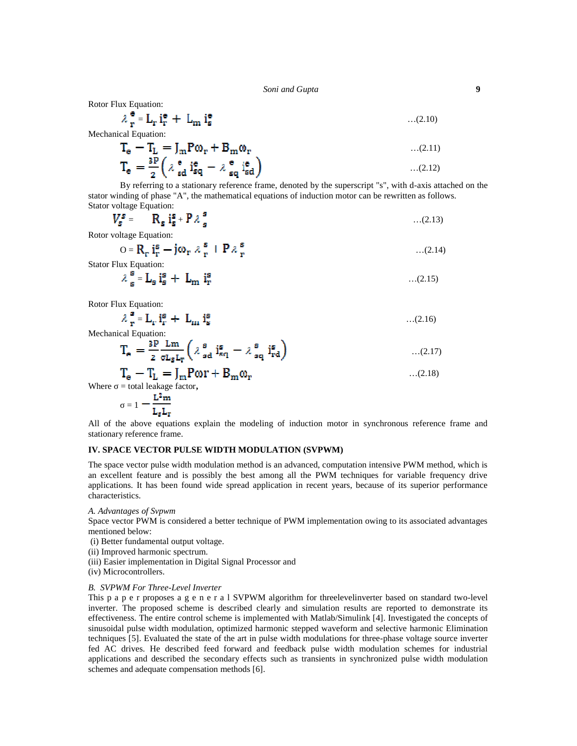Rotor Flux Equation:

$$\lambda_r^e = L_r i_r^e + L_m i_s^e \quad \text{...(2.10)}$$

Mechanical Equation:

$$T_e - T_L = J_m P\omega_r + B_m\omega_r \quad \text{...(2.11)}$$

$$T_e = \frac{3P}{2}\left(\lambda_{sd}^e i_{sq}^e - \lambda_{sq}^e i_{sd}^e\right) \quad \text{...(2.12)}$$

By referring to a stationary reference frame, denoted by the superscript "s", with d-axis attached on the stator winding of phase "A", the mathematical equations of induction motor can be rewritten as follows.

Stator voltage Equation:

$$V_s^s = R_s i_s^s + P\lambda_s^s \quad \text{...(2.13)}$$

Rotor voltage Equation:

$$0 = R_r i_r^s - j\omega_r \lambda_r^s + P\lambda_r^s \quad \text{...(2.14)}$$

Stator Flux Equation:

$$\lambda_s^s = L_s i_s^s + L_m i_r^s \quad \text{...(2.15)}$$

Rotor Flux Equation:

$$\lambda_r^s = L_r i_r^s + L_m i_s^s \quad \text{...(2.16)}$$

Mechanical Equation:

$$T_e = \frac{3P}{2}\frac{Lm}{\sigma L_s L_r}\left(\lambda_{sd}^s i_{sq}^s - \lambda_{sq}^s i_{rd}^s\right) \quad \text{...(2.17)}$$

$$T_e - T_L = J_m P\omega r + B_m\omega_r \quad \text{...(2.18)}$$

Where σ = total leakage factor,

$$\sigma = 1 - \frac{L^2m}{L_s L_r}$$

All of the above equations explain the modeling of induction motor in synchronous reference frame and stationary reference frame.

## IV. SPACE VECTOR PULSE WIDTH MODULATION (SVPWM)

The space vector pulse width modulation method is an advanced, computation intensive PWM method, which is an excellent feature and is possibly the best among all the PWM techniques for variable frequency drive applications. It has been found wide spread application in recent years, because of its superior performance characteristics.

### *A. Advantages of Svpwm*

Space vector PWM is considered a better technique of PWM implementation owing to its associated advantages mentioned below:

(i) Better fundamental output voltage.
(ii) Improved harmonic spectrum.
(iii) Easier implementation in Digital Signal Processor and
(iv) Microcontrollers.

### *B. SVPWM For Three-Level Inverter*

This p a p e r proposes a g e n e r a l SVPWM algorithm for threelevelinverter based on standard two-level inverter. The proposed scheme is described clearly and simulation results are reported to demonstrate its effectiveness. The entire control scheme is implemented with Matlab/Simulink [4]. Investigated the concepts of sinusoidal pulse width modulation, optimized harmonic stepped waveform and selective harmonic Elimination techniques [5]. Evaluated the state of the art in pulse width modulations for three-phase voltage source inverter fed AC drives. He described feed forward and feedback pulse width modulation schemes for industrial applications and described the secondary effects such as transients in synchronized pulse width modulation schemes and adequate compensation methods [6].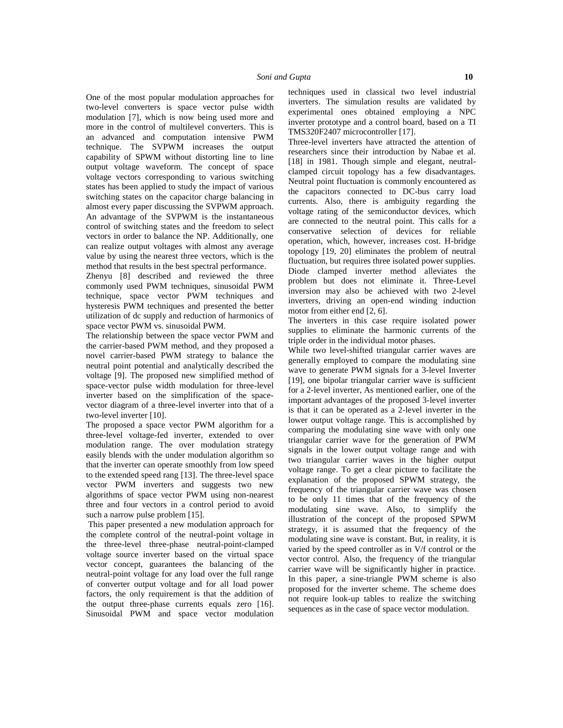One of the most popular modulation approaches for two-level converters is space vector pulse width modulation [7], which is now being used more and more in the control of multilevel converters. This is an advanced and computation intensive PWM technique. The SVPWM increases the output capability of SPWM without distorting line to line output voltage waveform. The concept of space voltage vectors corresponding to various switching states has been applied to study the impact of various switching states on the capacitor charge balancing in almost every paper discussing the SVPWM approach. An advantage of the SVPWM is the instantaneous control of switching states and the freedom to select vectors in order to balance the NP. Additionally, one can realize output voltages with almost any average value by using the nearest three vectors, which is the method that results in the best spectral performance.

Zhenyu [8] described and reviewed the three commonly used PWM techniques, sinusoidal PWM technique, space vector PWM techniques and hysteresis PWM techniques and presented the better utilization of dc supply and reduction of harmonics of space vector PWM vs. sinusoidal PWM.

The relationship between the space vector PWM and the carrier-based PWM method, and they proposed a novel carrier-based PWM strategy to balance the neutral point potential and analytically described the voltage [9]. The proposed new simplified method of space-vector pulse width modulation for three-level inverter based on the simplification of the space-vector diagram of a three-level inverter into that of a two-level inverter [10].

The proposed a space vector PWM algorithm for a three-level voltage-fed inverter, extended to over modulation range. The over modulation strategy easily blends with the under modulation algorithm so that the inverter can operate smoothly from low speed to the extended speed rang [13]. The three-level space vector PWM inverters and suggests two new algorithms of space vector PWM using non-nearest three and four vectors in a control period to avoid such a narrow pulse problem [15].

This paper presented a new modulation approach for the complete control of the neutral-point voltage in the three-level three-phase neutral-point-clamped voltage source inverter based on the virtual space vector concept, guarantees the balancing of the neutral-point voltage for any load over the full range of converter output voltage and for all load power factors, the only requirement is that the addition of the output three-phase currents equals zero [16]. Sinusoidal PWM and space vector modulation techniques used in classical two level industrial inverters. The simulation results are validated by experimental ones obtained employing a NPC inverter prototype and a control board, based on a TI TMS320F2407 microcontroller [17].

Three-level inverters have attracted the attention of researchers since their introduction by Nabae et al. [18] in 1981. Though simple and elegant, neutral-clamped circuit topology has a few disadvantages. Neutral point fluctuation is commonly encountered as the capacitors connected to DC-bus carry load currents. Also, there is ambiguity regarding the voltage rating of the semiconductor devices, which are connected to the neutral point. This calls for a conservative selection of devices for reliable operation, which, however, increases cost. H-bridge topology [19, 20] eliminates the problem of neutral fluctuation, but requires three isolated power supplies. Diode clamped inverter method alleviates the problem but does not eliminate it. Three-Level inversion may also be achieved with two 2-level inverters, driving an open-end winding induction motor from either end [2, 6].

The inverters in this case require isolated power supplies to eliminate the harmonic currents of the triple order in the individual motor phases.

While two level-shifted triangular carrier waves are generally employed to compare the modulating sine wave to generate PWM signals for a 3-level Inverter [19], one bipolar triangular carrier wave is sufficient for a 2-level inverter, As mentioned earlier, one of the important advantages of the proposed 3-level inverter is that it can be operated as a 2-level inverter in the lower output voltage range. This is accomplished by comparing the modulating sine wave with only one triangular carrier wave for the generation of PWM signals in the lower output voltage range and with two triangular carrier waves in the higher output voltage range. To get a clear picture to facilitate the explanation of the proposed SPWM strategy, the frequency of the triangular carrier wave was chosen to be only 11 times that of the frequency of the modulating sine wave. Also, to simplify the illustration of the concept of the proposed SPWM strategy, it is assumed that the frequency of the modulating sine wave is constant. But, in reality, it is varied by the speed controller as in V/f control or the vector control. Also, the frequency of the triangular carrier wave will be significantly higher in practice. In this paper, a sine-triangle PWM scheme is also proposed for the inverter scheme. The scheme does not require look-up tables to realize the switching sequences as in the case of space vector modulation.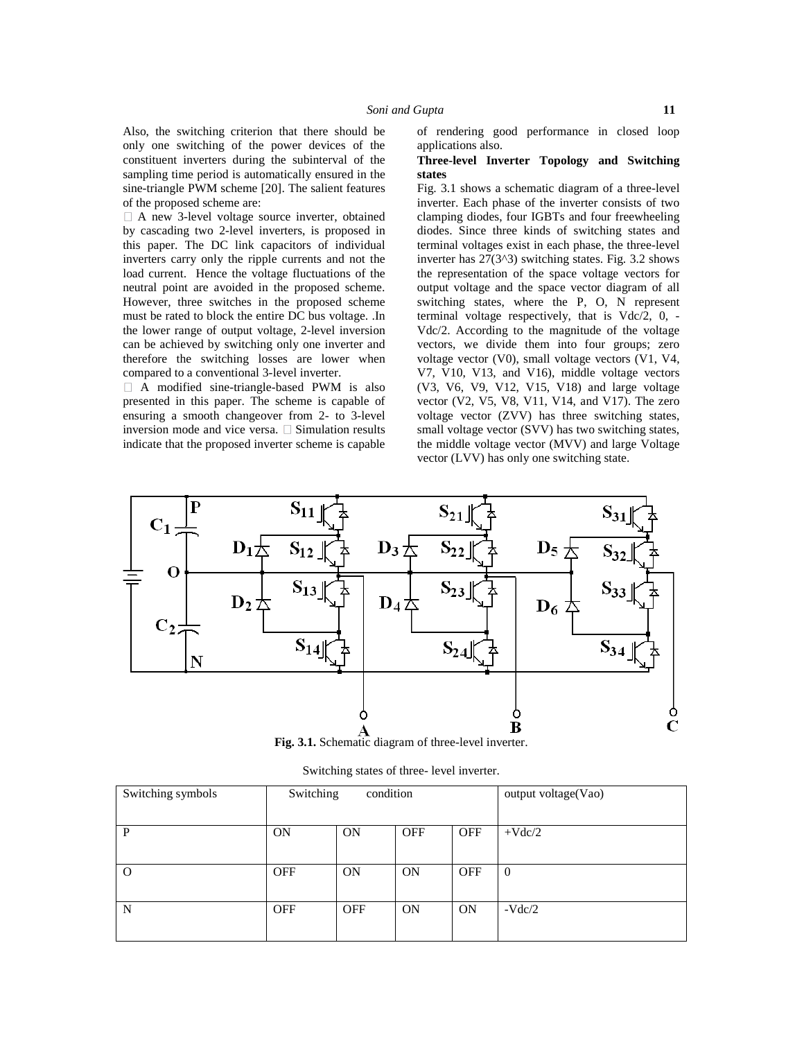Also, the switching criterion that there should be only one switching of the power devices of the constituent inverters during the subinterval of the sampling time period is automatically ensured in the sine-triangle PWM scheme [20]. The salient features of the proposed scheme are:

- A new 3-level voltage source inverter, obtained by cascading two 2-level inverters, is proposed in this paper. The DC link capacitors of individual inverters carry only the ripple currents and not the load current. Hence the voltage fluctuations of the neutral point are avoided in the proposed scheme. However, three switches in the proposed scheme must be rated to block the entire DC bus voltage. .In the lower range of output voltage, 2-level inversion can be achieved by switching only one inverter and therefore the switching losses are lower when compared to a conventional 3-level inverter.
- A modified sine-triangle-based PWM is also presented in this paper. The scheme is capable of ensuring a smooth changeover from 2- to 3-level inversion mode and vice versa.
- Simulation results indicate that the proposed inverter scheme is capable of rendering good performance in closed loop applications also.

**Three-level Inverter Topology and Switching states**

Fig. 3.1 shows a schematic diagram of a three-level inverter. Each phase of the inverter consists of two clamping diodes, four IGBTs and four freewheeling diodes. Since three kinds of switching states and terminal voltages exist in each phase, the three-level inverter has 27(3^3) switching states. Fig. 3.2 shows the representation of the space voltage vectors for output voltage and the space vector diagram of all switching states, where the P, O, N represent terminal voltage respectively, that is Vdc/2, 0, -Vdc/2. According to the magnitude of the voltage vectors, we divide them into four groups; zero voltage vector (V0), small voltage vectors (V1, V4, V7, V10, V13, and V16), middle voltage vectors (V3, V6, V9, V12, V15, V18) and large voltage vector (V2, V5, V8, V11, V14, and V17). The zero voltage vector (ZVV) has three switching states, small voltage vector (SVV) has two switching states, the middle voltage vector (MVV) and large Voltage vector (LVV) has only one switching state.

**Fig. 3.1.** Schematic diagram of three-level inverter.

Switching states of three- level inverter.

| Switching symbols | Switching | condition | | | output voltage(Vao) |
|---|---|---|---|---|---|
| P | ON | ON | OFF | OFF | +Vdc/2 |
| O | OFF | ON | ON | OFF | 0 |
| N | OFF | OFF | ON | ON | -Vdc/2 |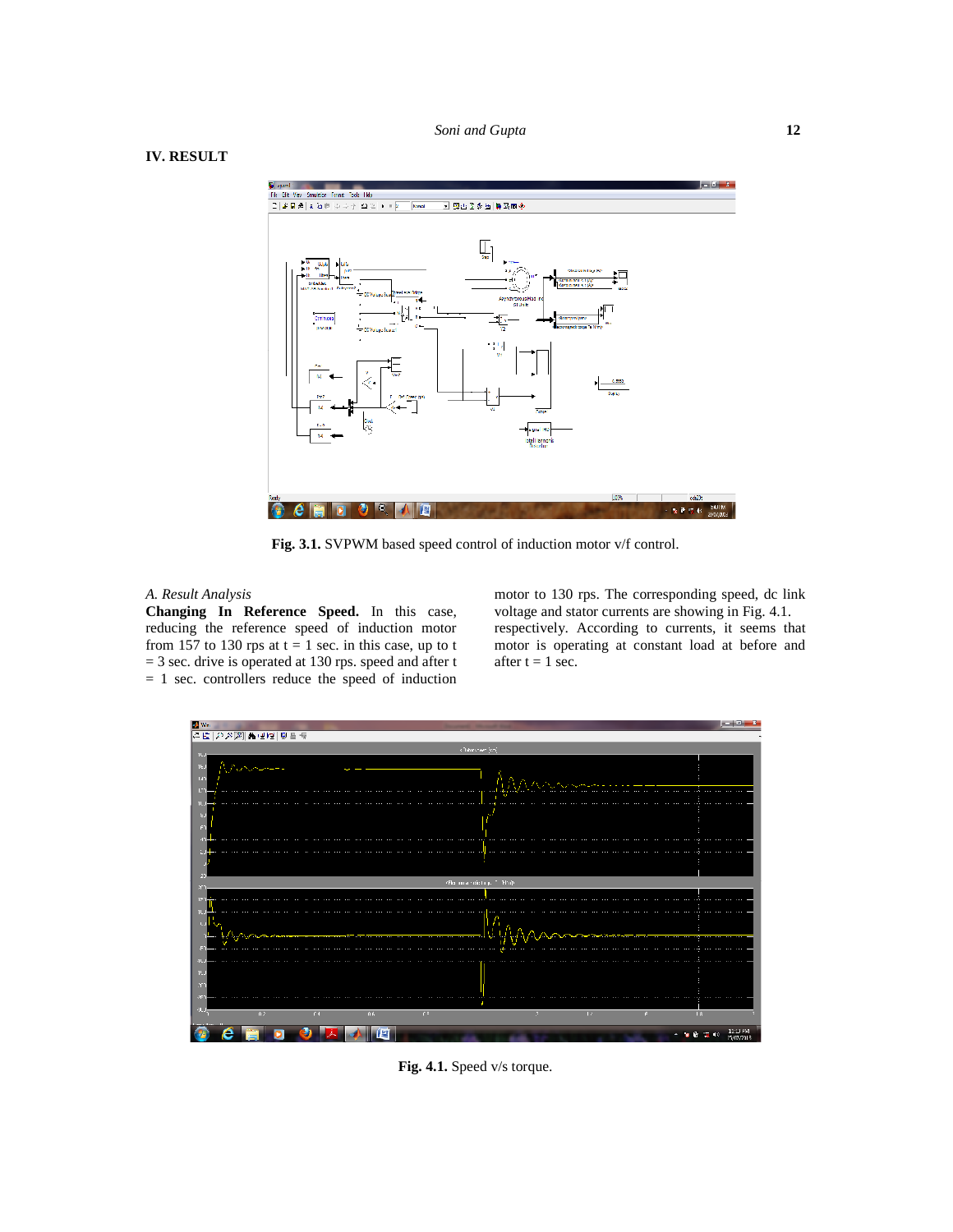## IV. RESULT

Fig. 3.1. SVPWM based speed control of induction motor v/f control.

### A. Result Analysis

**Changing In Reference Speed.** In this case, reducing the reference speed of induction motor from 157 to 130 rps at t = 1 sec. in this case, up to t = 3 sec. drive is operated at 130 rps. speed and after t = 1 sec. controllers reduce the speed of induction motor to 130 rps. The corresponding speed, dc link voltage and stator currents are showing in Fig. 4.1. respectively. According to currents, it seems that motor is operating at constant load at before and after t = 1 sec.

Fig. 4.1. Speed v/s torque.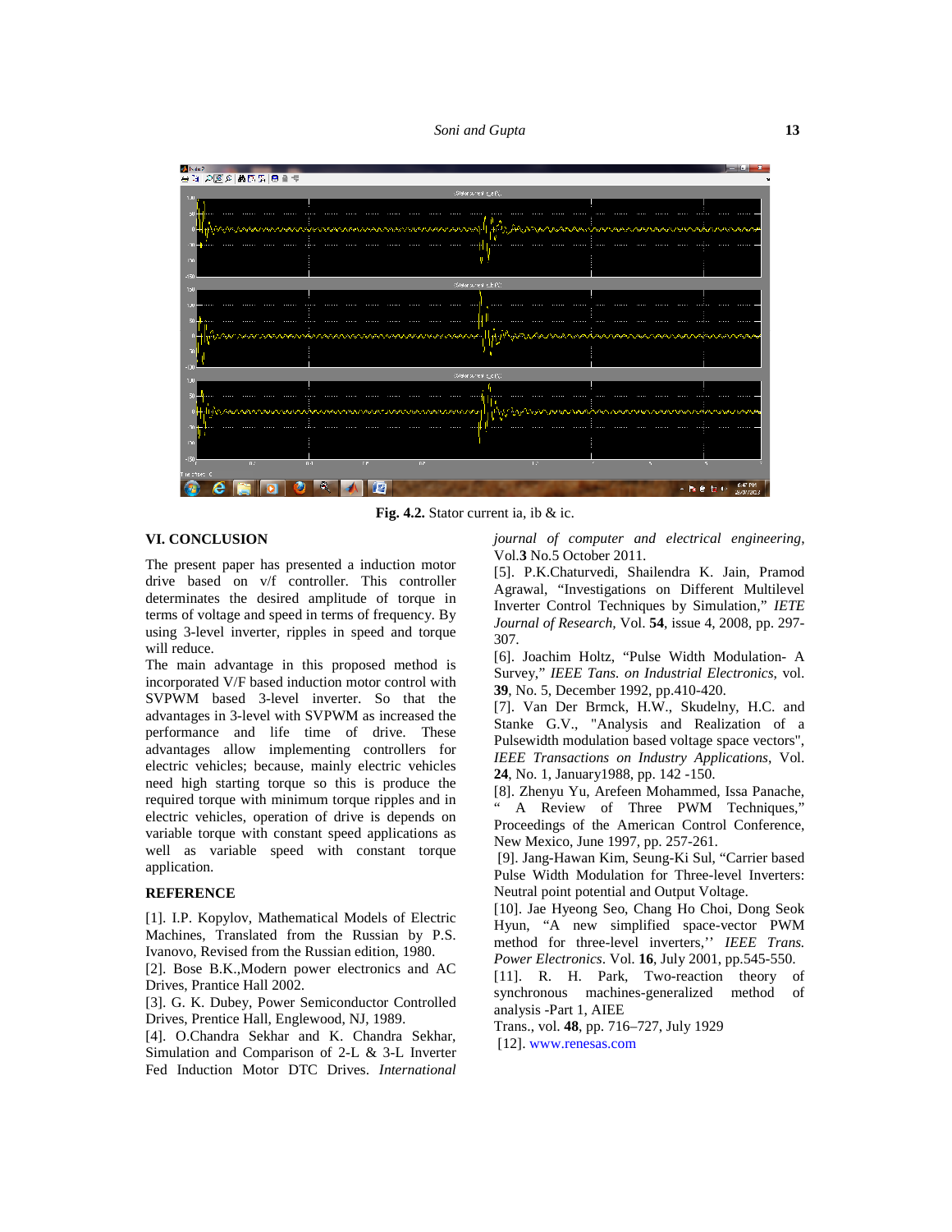Fig. 4.2. Stator current ia, ib & ic.

## VI. CONCLUSION

The present paper has presented a induction motor drive based on v/f controller. This controller determinates the desired amplitude of torque in terms of voltage and speed in terms of frequency. By using 3-level inverter, ripples in speed and torque will reduce.

The main advantage in this proposed method is incorporated V/F based induction motor control with SVPWM based 3-level inverter. So that the advantages in 3-level with SVPWM as increased the performance and life time of drive. These advantages allow implementing controllers for electric vehicles; because, mainly electric vehicles need high starting torque so this is produce the required torque with minimum torque ripples and in electric vehicles, operation of drive is depends on variable torque with constant speed applications as well as variable speed with constant torque application.

## REFERENCE

[1]. I.P. Kopylov, Mathematical Models of Electric Machines, Translated from the Russian by P.S. Ivanovo, Revised from the Russian edition, 1980.

[2]. Bose B.K.,Modern power electronics and AC Drives, Prantice Hall 2002.

[3]. G. K. Dubey, Power Semiconductor Controlled Drives, Prentice Hall, Englewood, NJ, 1989.

[4]. O.Chandra Sekhar and K. Chandra Sekhar, Simulation and Comparison of 2-L & 3-L Inverter Fed Induction Motor DTC Drives. *International journal of computer and electrical engineering*, Vol.**3** No.5 October 2011.

[5]. P.K.Chaturvedi, Shailendra K. Jain, Pramod Agrawal, "Investigations on Different Multilevel Inverter Control Techniques by Simulation," *IETE Journal of Research*, Vol. **54**, issue 4, 2008, pp. 297-307.

[6]. Joachim Holtz, "Pulse Width Modulation- A Survey," *IEEE Tans. on Industrial Electronics*, vol. **39**, No. 5, December 1992, pp.410-420.

[7]. Van Der Brmck, H.W., Skudelny, H.C. and Stanke G.V., "Analysis and Realization of a Pulsewidth modulation based voltage space vectors", *IEEE Transactions on Industry Applications*, Vol. **24**, No. 1, January1988, pp. 142 -150.

[8]. Zhenyu Yu, Arefeen Mohammed, Issa Panache, " A Review of Three PWM Techniques," Proceedings of the American Control Conference, New Mexico, June 1997, pp. 257-261.

[9]. Jang-Hawan Kim, Seung-Ki Sul, "Carrier based Pulse Width Modulation for Three-level Inverters: Neutral point potential and Output Voltage.

[10]. Jae Hyeong Seo, Chang Ho Choi, Dong Seok Hyun, "A new simplified space-vector PWM method for three-level inverters,'' *IEEE Trans. Power Electronics*. Vol. **16**, July 2001, pp.545-550.

[11]. R. H. Park, Two-reaction theory of synchronous machines-generalized method of analysis -Part 1, AIEE Trans., vol. **48**, pp. 716–727, July 1929

[12]. www.renesas.com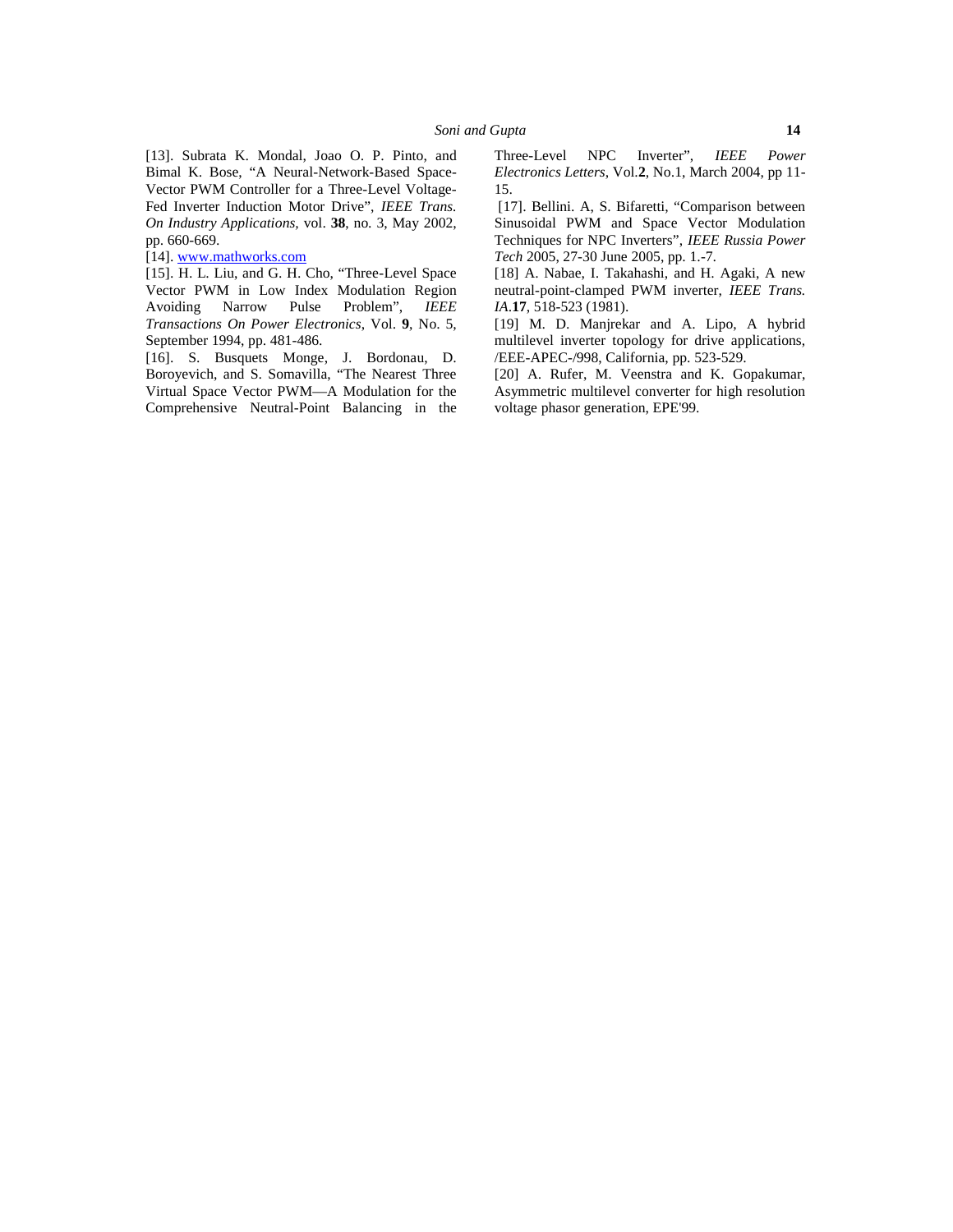[13]. Subrata K. Mondal, Joao O. P. Pinto, and Bimal K. Bose, "A Neural-Network-Based Space-Vector PWM Controller for a Three-Level Voltage-Fed Inverter Induction Motor Drive", *IEEE Trans. On Industry Applications*, vol. **38**, no. 3, May 2002, pp. 660-669.

[14]. www.mathworks.com

[15]. H. L. Liu, and G. H. Cho, "Three-Level Space Vector PWM in Low Index Modulation Region Avoiding Narrow Pulse Problem", *IEEE Transactions On Power Electronics*, Vol. **9**, No. 5, September 1994, pp. 481-486.

[16]. S. Busquets Monge, J. Bordonau, D. Boroyevich, and S. Somavilla, "The Nearest Three Virtual Space Vector PWM—A Modulation for the Comprehensive Neutral-Point Balancing in the Three-Level NPC Inverter", *IEEE Power Electronics Letters*, Vol.**2**, No.1, March 2004, pp 11-15.

[17]. Bellini. A, S. Bifaretti, "Comparison between Sinusoidal PWM and Space Vector Modulation Techniques for NPC Inverters", *IEEE Russia Power Tech* 2005, 27-30 June 2005, pp. 1.-7.

[18] A. Nabae, I. Takahashi, and H. Agaki, A new neutral-point-clamped PWM inverter, *IEEE Trans. IA*.**17**, 518-523 (1981).

[19] M. D. Manjrekar and A. Lipo, A hybrid multilevel inverter topology for drive applications, /EEE-APEC-/998, California, pp. 523-529.

[20] A. Rufer, M. Veenstra and K. Gopakumar, Asymmetric multilevel converter for high resolution voltage phasor generation, EPE'99.